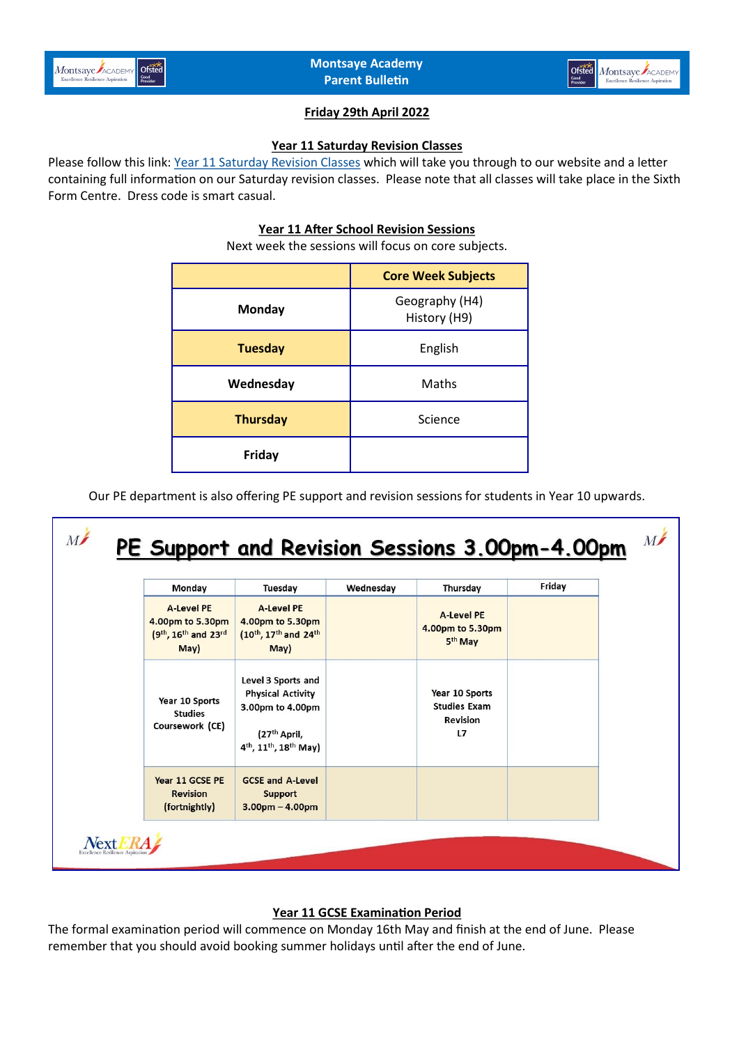# Montsaye Academy
# Parent Bulletin

**Friday 29th April 2022**

## Year 11 Saturday Revision Classes

Please follow this link: [Year 11 Saturday Revision Classes] which will take you through to our website and a letter containing full information on our Saturday revision classes. Please note that all classes will take place in the Sixth Form Centre. Dress code is smart casual.

## Year 11 After School Revision Sessions

Next week the sessions will focus on core subjects.

| | Core Week Subjects |
|---|---|
| **Monday** | Geography (H4)<br>History (H9) |
| **Tuesday** | English |
| **Wednesday** | Maths |
| **Thursday** | Science |
| **Friday** | |

Our PE department is also offering PE support and revision sessions for students in Year 10 upwards.

## PE Support and Revision Sessions 3.00pm-4.00pm

| Monday | Tuesday | Wednesday | Thursday | Friday |
|---|---|---|---|---|
| A-Level PE 4.00pm to 5.30pm (9th, 16th and 23rd May) | A-Level PE 4.00pm to 5.30pm (10th, 17th and 24th May) | | A-Level PE 4.00pm to 5.30pm 5th May | |
| Year 10 Sports Studies Coursework (CE) | Level 3 Sports and Physical Activity 3.00pm to 4.00pm (27th April, 4th, 11th, 18th May) | | Year 10 Sports Studies Exam Revision L7 | |
| Year 11 GCSE PE Revision (fortnightly) | GCSE and A-Level Support 3.00pm – 4.00pm | | | |

NextERA
Excellence Resilience Aspiration

## Year 11 GCSE Examination Period

The formal examination period will commence on Monday 16th May and finish at the end of June. Please remember that you should avoid booking summer holidays until after the end of June.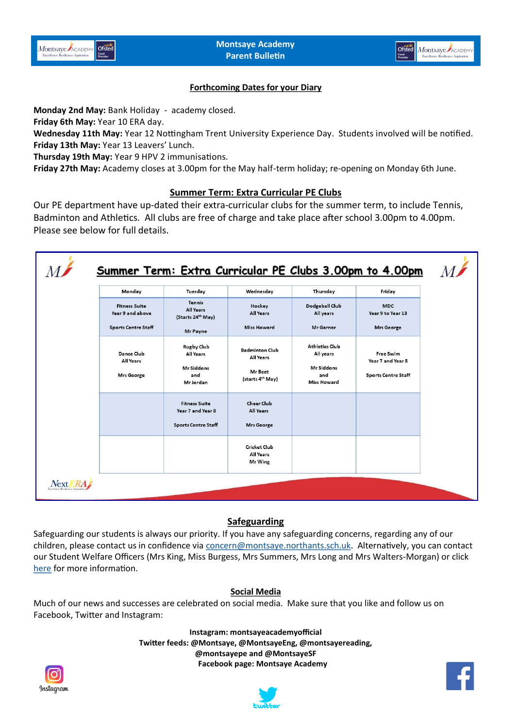## Forthcoming Dates for your Diary

**Monday 2nd May:** Bank Holiday - academy closed.
**Friday 6th May:** Year 10 ERA day.
**Wednesday 11th May:** Year 12 Nottingham Trent University Experience Day. Students involved will be notified.
**Friday 13th May:** Year 13 Leavers' Lunch.
**Thursday 19th May:** Year 9 HPV 2 immunisations.
**Friday 27th May:** Academy closes at 3.00pm for the May half-term holiday; re-opening on Monday 6th June.

## Summer Term: Extra Curricular PE Clubs

Our PE department have up-dated their extra-curricular clubs for the summer term, to include Tennis, Badminton and Athletics. All clubs are free of charge and take place after school 3.00pm to 4.00pm. Please see below for full details.

### Summer Term: Extra Curricular PE Clubs 3.00pm to 4.00pm

| Monday | Tuesday | Wednesday | Thursday | Friday |
|---|---|---|---|---|
| Fitness Suite<br>Year 9 and above<br><br>Sports Centre Staff | Tennis<br>All Years<br>(Starts 24th May)<br><br>Mr Payne | Hockey<br>All Years<br><br>Miss Howard | Dodgeball Club<br>All years<br><br>Mr Garner | MDC<br>Year 9 to Year 13<br><br>Mrs George |
| Dance Club<br>All Years<br><br>Mrs George | Rugby Club<br>All Years<br><br>Mr Siddons<br>and<br>Mr Jordan | Badminton Club<br>All Years<br><br>Mr Beet<br>(starts 4th May) | Athletics Club<br>All years<br><br>Mr Siddons<br>and<br>Miss Howard | Free Swim<br>Year 7 and Year 8<br><br>Sports Centre Staff |
| | Fitness Suite<br>Year 7 and Year 8<br><br>Sports Centre Staff | Cheer Club<br>All Years<br><br>Mrs George | | |
| | | Cricket Club<br>All Years<br>Mr Wing | | |

## Safeguarding

Safeguarding our students is always our priority. If you have any safeguarding concerns, regarding any of our children, please contact us in confidence via concern@montsaye.northants.sch.uk. Alternatively, you can contact our Student Welfare Officers (Mrs King, Miss Burgess, Mrs Summers, Mrs Long and Mrs Walters-Morgan) or click here for more information.

## Social Media

Much of our news and successes are celebrated on social media. Make sure that you like and follow us on Facebook, Twitter and Instagram:

**Instagram: montsayeacademyofficial**
**Twitter feeds: @Montsaye, @MontsayeEng, @montsayereading, @montsayepe and @MontsayeSF**
**Facebook page: Montsaye Academy**